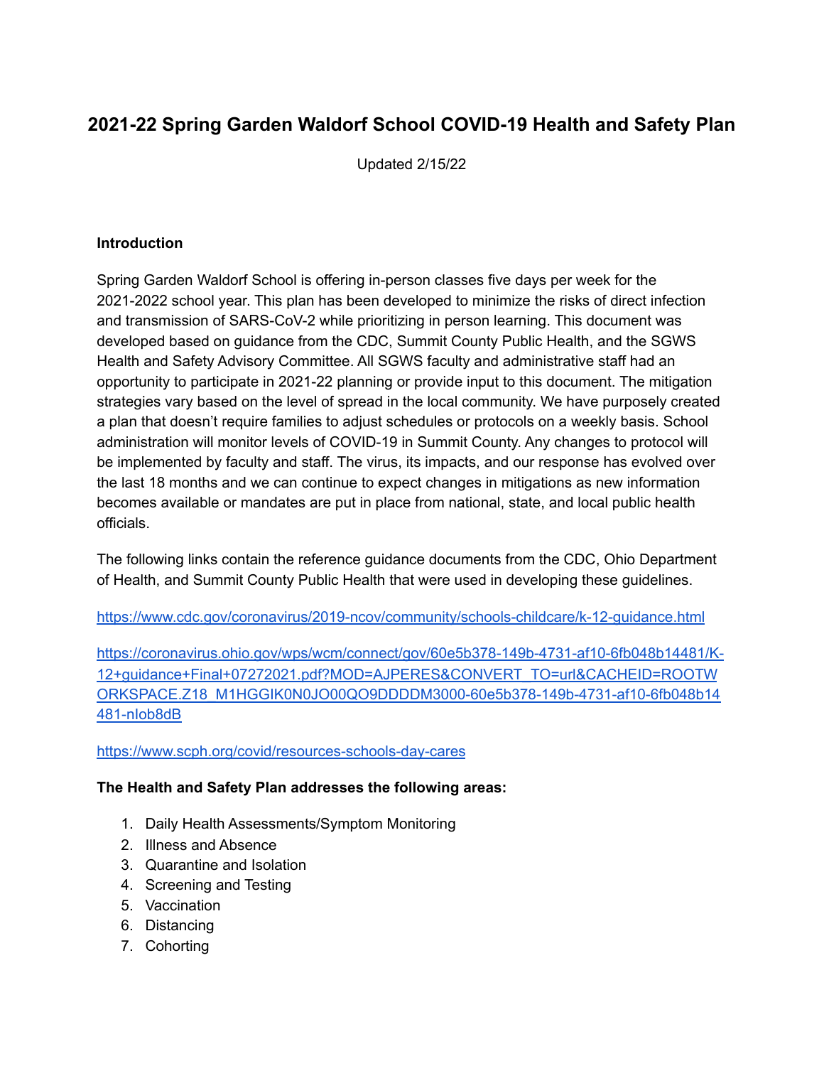# 2021-22 Spring Garden Waldorf School COVID-19 Health and Safety Plan

Updated 2/15/22

**Introduction**

Spring Garden Waldorf School is offering in-person classes five days per week for the 2021-2022 school year. This plan has been developed to minimize the risks of direct infection and transmission of SARS-CoV-2 while prioritizing in person learning. This document was developed based on guidance from the CDC, Summit County Public Health, and the SGWS Health and Safety Advisory Committee. All SGWS faculty and administrative staff had an opportunity to participate in 2021-22 planning or provide input to this document. The mitigation strategies vary based on the level of spread in the local community. We have purposely created a plan that doesn't require families to adjust schedules or protocols on a weekly basis. School administration will monitor levels of COVID-19 in Summit County. Any changes to protocol will be implemented by faculty and staff. The virus, its impacts, and our response has evolved over the last 18 months and we can continue to expect changes in mitigations as new information becomes available or mandates are put in place from national, state, and local public health officials.

The following links contain the reference guidance documents from the CDC, Ohio Department of Health, and Summit County Public Health that were used in developing these guidelines.

https://www.cdc.gov/coronavirus/2019-ncov/community/schools-childcare/k-12-guidance.html

https://coronavirus.ohio.gov/wps/wcm/connect/gov/60e5b378-149b-4731-af10-6fb048b14481/K-12+guidance+Final+07272021.pdf?MOD=AJPERES&CONVERT_TO=url&CACHEID=ROOTWORKSPACE.Z18_M1HGGIK0N0JO00QO9DDDDM3000-60e5b378-149b-4731-af10-6fb048b14481-nIob8dB

https://www.scph.org/covid/resources-schools-day-cares

**The Health and Safety Plan addresses the following areas:**

1. Daily Health Assessments/Symptom Monitoring
2. Illness and Absence
3. Quarantine and Isolation
4. Screening and Testing
5. Vaccination
6. Distancing
7. Cohorting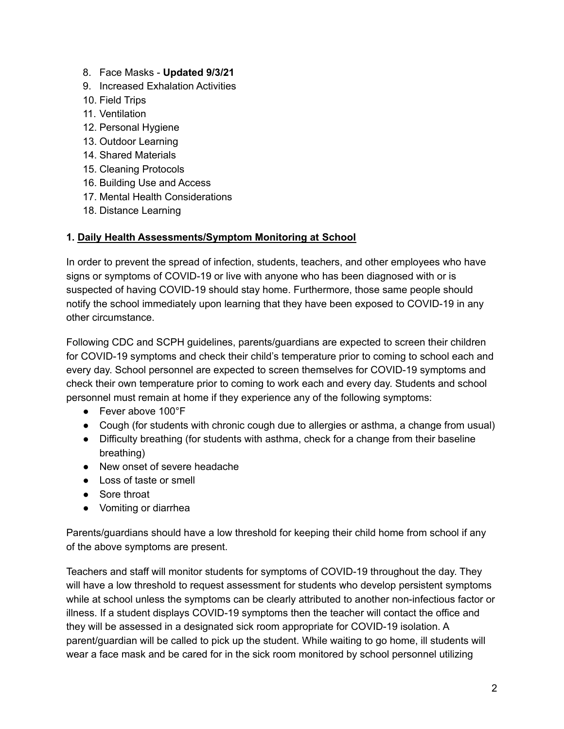8. Face Masks - **Updated 9/3/21**
9. Increased Exhalation Activities
10. Field Trips
11. Ventilation
12. Personal Hygiene
13. Outdoor Learning
14. Shared Materials
15. Cleaning Protocols
16. Building Use and Access
17. Mental Health Considerations
18. Distance Learning

### 1. Daily Health Assessments/Symptom Monitoring at School

In order to prevent the spread of infection, students, teachers, and other employees who have signs or symptoms of COVID-19 or live with anyone who has been diagnosed with or is suspected of having COVID-19 should stay home. Furthermore, those same people should notify the school immediately upon learning that they have been exposed to COVID-19 in any other circumstance.

Following CDC and SCPH guidelines, parents/guardians are expected to screen their children for COVID-19 symptoms and check their child's temperature prior to coming to school each and every day. School personnel are expected to screen themselves for COVID-19 symptoms and check their own temperature prior to coming to work each and every day. Students and school personnel must remain at home if they experience any of the following symptoms:

- Fever above 100°F
- Cough (for students with chronic cough due to allergies or asthma, a change from usual)
- Difficulty breathing (for students with asthma, check for a change from their baseline breathing)
- New onset of severe headache
- Loss of taste or smell
- Sore throat
- Vomiting or diarrhea

Parents/guardians should have a low threshold for keeping their child home from school if any of the above symptoms are present.

Teachers and staff will monitor students for symptoms of COVID-19 throughout the day. They will have a low threshold to request assessment for students who develop persistent symptoms while at school unless the symptoms can be clearly attributed to another non-infectious factor or illness. If a student displays COVID-19 symptoms then the teacher will contact the office and they will be assessed in a designated sick room appropriate for COVID-19 isolation. A parent/guardian will be called to pick up the student. While waiting to go home, ill students will wear a face mask and be cared for in the sick room monitored by school personnel utilizing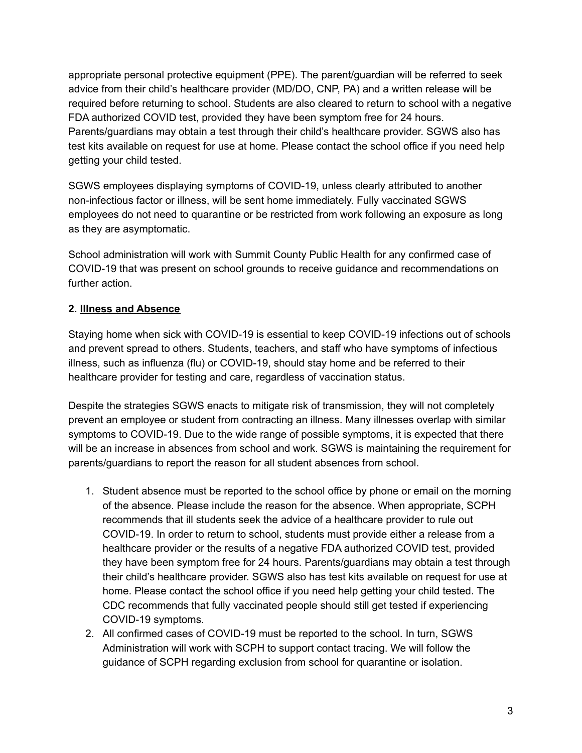appropriate personal protective equipment (PPE). The parent/guardian will be referred to seek advice from their child's healthcare provider (MD/DO, CNP, PA) and a written release will be required before returning to school. Students are also cleared to return to school with a negative FDA authorized COVID test, provided they have been symptom free for 24 hours. Parents/guardians may obtain a test through their child's healthcare provider. SGWS also has test kits available on request for use at home. Please contact the school office if you need help getting your child tested.

SGWS employees displaying symptoms of COVID-19, unless clearly attributed to another non-infectious factor or illness, will be sent home immediately. Fully vaccinated SGWS employees do not need to quarantine or be restricted from work following an exposure as long as they are asymptomatic.

School administration will work with Summit County Public Health for any confirmed case of COVID-19 that was present on school grounds to receive guidance and recommendations on further action.

**2. <u>Illness and Absence</u>**

Staying home when sick with COVID-19 is essential to keep COVID-19 infections out of schools and prevent spread to others. Students, teachers, and staff who have symptoms of infectious illness, such as influenza (flu) or COVID-19, should stay home and be referred to their healthcare provider for testing and care, regardless of vaccination status.

Despite the strategies SGWS enacts to mitigate risk of transmission, they will not completely prevent an employee or student from contracting an illness. Many illnesses overlap with similar symptoms to COVID-19. Due to the wide range of possible symptoms, it is expected that there will be an increase in absences from school and work. SGWS is maintaining the requirement for parents/guardians to report the reason for all student absences from school.

1. Student absence must be reported to the school office by phone or email on the morning of the absence. Please include the reason for the absence. When appropriate, SCPH recommends that ill students seek the advice of a healthcare provider to rule out COVID-19. In order to return to school, students must provide either a release from a healthcare provider or the results of a negative FDA authorized COVID test, provided they have been symptom free for 24 hours. Parents/guardians may obtain a test through their child's healthcare provider. SGWS also has test kits available on request for use at home. Please contact the school office if you need help getting your child tested. The CDC recommends that fully vaccinated people should still get tested if experiencing COVID-19 symptoms.
2. All confirmed cases of COVID-19 must be reported to the school. In turn, SGWS Administration will work with SCPH to support contact tracing. We will follow the guidance of SCPH regarding exclusion from school for quarantine or isolation.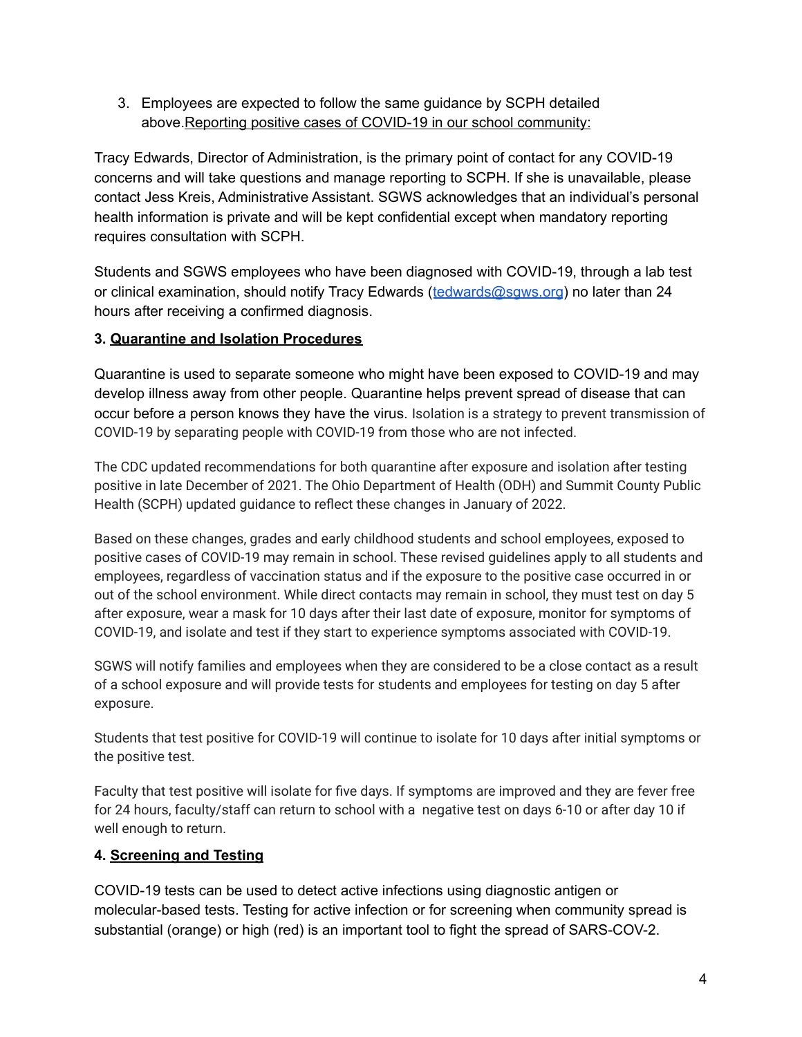3. Employees are expected to follow the same guidance by SCPH detailed above.<u>Reporting positive cases of COVID-19 in our school community:</u>

Tracy Edwards, Director of Administration, is the primary point of contact for any COVID-19 concerns and will take questions and manage reporting to SCPH. If she is unavailable, please contact Jess Kreis, Administrative Assistant. SGWS acknowledges that an individual's personal health information is private and will be kept confidential except when mandatory reporting requires consultation with SCPH.

Students and SGWS employees who have been diagnosed with COVID-19, through a lab test or clinical examination, should notify Tracy Edwards (tedwards@sgws.org) no later than 24 hours after receiving a confirmed diagnosis.

### 3. Quarantine and Isolation Procedures

Quarantine is used to separate someone who might have been exposed to COVID-19 and may develop illness away from other people. Quarantine helps prevent spread of disease that can occur before a person knows they have the virus. Isolation is a strategy to prevent transmission of COVID-19 by separating people with COVID-19 from those who are not infected.

The CDC updated recommendations for both quarantine after exposure and isolation after testing positive in late December of 2021. The Ohio Department of Health (ODH) and Summit County Public Health (SCPH) updated guidance to reflect these changes in January of 2022.

Based on these changes, grades and early childhood students and school employees, exposed to positive cases of COVID-19 may remain in school. These revised guidelines apply to all students and employees, regardless of vaccination status and if the exposure to the positive case occurred in or out of the school environment. While direct contacts may remain in school, they must test on day 5 after exposure, wear a mask for 10 days after their last date of exposure, monitor for symptoms of COVID-19, and isolate and test if they start to experience symptoms associated with COVID-19.

SGWS will notify families and employees when they are considered to be a close contact as a result of a school exposure and will provide tests for students and employees for testing on day 5 after exposure.

Students that test positive for COVID-19 will continue to isolate for 10 days after initial symptoms or the positive test.

Faculty that test positive will isolate for five days. If symptoms are improved and they are fever free for 24 hours, faculty/staff can return to school with a negative test on days 6-10 or after day 10 if well enough to return.

### 4. Screening and Testing

COVID-19 tests can be used to detect active infections using diagnostic antigen or molecular-based tests. Testing for active infection or for screening when community spread is substantial (orange) or high (red) is an important tool to fight the spread of SARS-COV-2.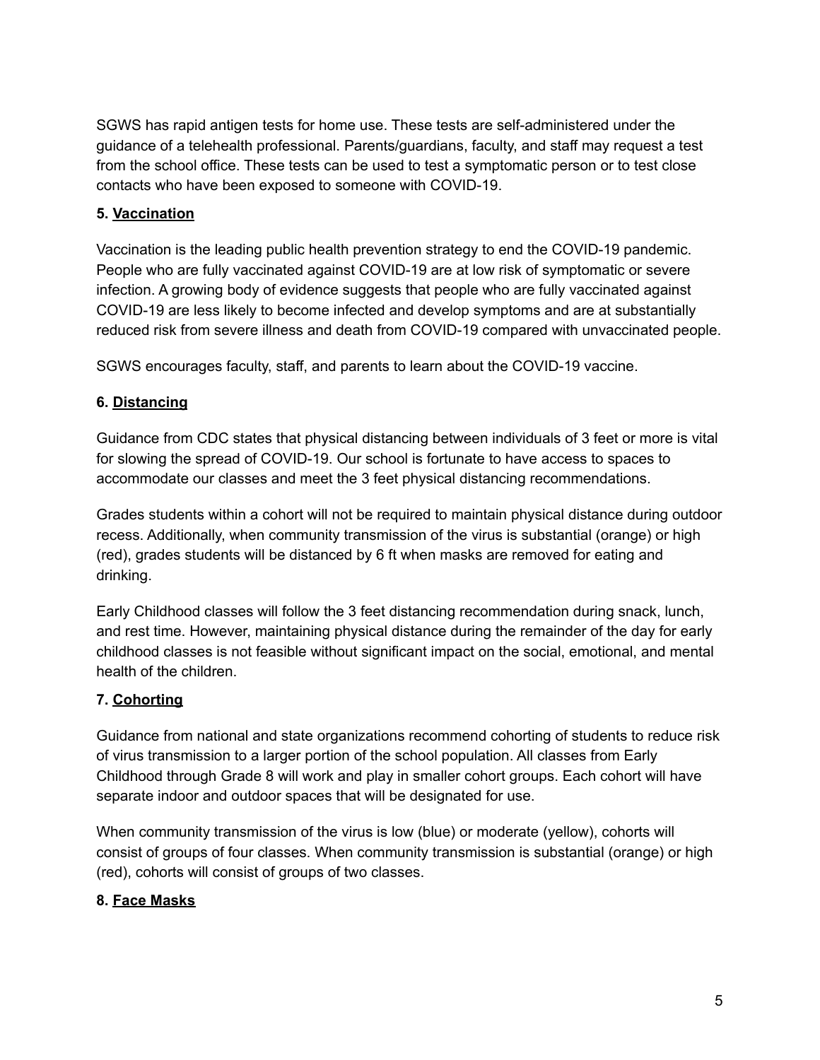SGWS has rapid antigen tests for home use. These tests are self-administered under the guidance of a telehealth professional. Parents/guardians, faculty, and staff may request a test from the school office. These tests can be used to test a symptomatic person or to test close contacts who have been exposed to someone with COVID-19.

**5. <u>Vaccination</u>**

Vaccination is the leading public health prevention strategy to end the COVID-19 pandemic. People who are fully vaccinated against COVID-19 are at low risk of symptomatic or severe infection. A growing body of evidence suggests that people who are fully vaccinated against COVID-19 are less likely to become infected and develop symptoms and are at substantially reduced risk from severe illness and death from COVID-19 compared with unvaccinated people.

SGWS encourages faculty, staff, and parents to learn about the COVID-19 vaccine.

**6. <u>Distancing</u>**

Guidance from CDC states that physical distancing between individuals of 3 feet or more is vital for slowing the spread of COVID-19. Our school is fortunate to have access to spaces to accommodate our classes and meet the 3 feet physical distancing recommendations.

Grades students within a cohort will not be required to maintain physical distance during outdoor recess. Additionally, when community transmission of the virus is substantial (orange) or high (red), grades students will be distanced by 6 ft when masks are removed for eating and drinking.

Early Childhood classes will follow the 3 feet distancing recommendation during snack, lunch, and rest time. However, maintaining physical distance during the remainder of the day for early childhood classes is not feasible without significant impact on the social, emotional, and mental health of the children.

**7. <u>Cohorting</u>**

Guidance from national and state organizations recommend cohorting of students to reduce risk of virus transmission to a larger portion of the school population. All classes from Early Childhood through Grade 8 will work and play in smaller cohort groups. Each cohort will have separate indoor and outdoor spaces that will be designated for use.

When community transmission of the virus is low (blue) or moderate (yellow), cohorts will consist of groups of four classes. When community transmission is substantial (orange) or high (red), cohorts will consist of groups of two classes.

**8. <u>Face Masks</u>**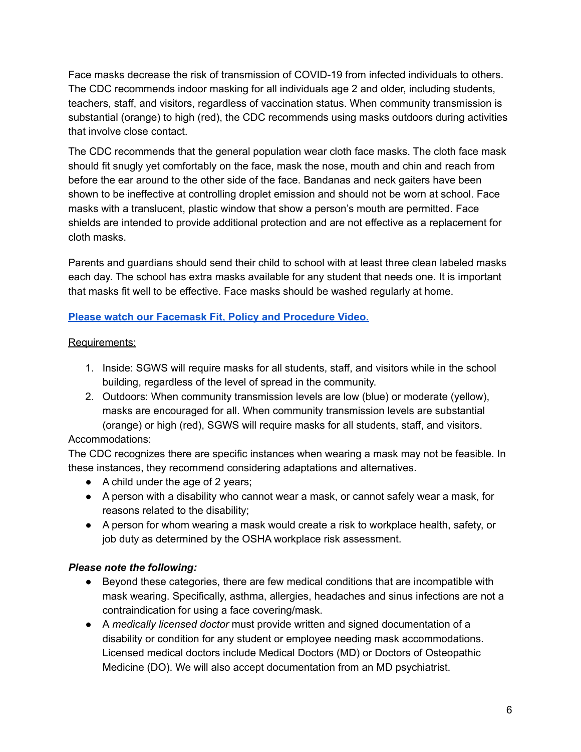Face masks decrease the risk of transmission of COVID-19 from infected individuals to others. The CDC recommends indoor masking for all individuals age 2 and older, including students, teachers, staff, and visitors, regardless of vaccination status. When community transmission is substantial (orange) to high (red), the CDC recommends using masks outdoors during activities that involve close contact.

The CDC recommends that the general population wear cloth face masks. The cloth face mask should fit snugly yet comfortably on the face, mask the nose, mouth and chin and reach from before the ear around to the other side of the face. Bandanas and neck gaiters have been shown to be ineffective at controlling droplet emission and should not be worn at school. Face masks with a translucent, plastic window that show a person's mouth are permitted. Face shields are intended to provide additional protection and are not effective as a replacement for cloth masks.

Parents and guardians should send their child to school with at least three clean labeled masks each day. The school has extra masks available for any student that needs one. It is important that masks fit well to be effective. Face masks should be washed regularly at home.

**Please watch our Facemask Fit, Policy and Procedure Video.**

Requirements:

1. Inside: SGWS will require masks for all students, staff, and visitors while in the school building, regardless of the level of spread in the community.
2. Outdoors: When community transmission levels are low (blue) or moderate (yellow), masks are encouraged for all. When community transmission levels are substantial (orange) or high (red), SGWS will require masks for all students, staff, and visitors.

Accommodations:

The CDC recognizes there are specific instances when wearing a mask may not be feasible. In these instances, they recommend considering adaptations and alternatives.

- A child under the age of 2 years;
- A person with a disability who cannot wear a mask, or cannot safely wear a mask, for reasons related to the disability;
- A person for whom wearing a mask would create a risk to workplace health, safety, or job duty as determined by the OSHA workplace risk assessment.

***Please note the following:***

- Beyond these categories, there are few medical conditions that are incompatible with mask wearing. Specifically, asthma, allergies, headaches and sinus infections are not a contraindication for using a face covering/mask.
- A *medically licensed doctor* must provide written and signed documentation of a disability or condition for any student or employee needing mask accommodations. Licensed medical doctors include Medical Doctors (MD) or Doctors of Osteopathic Medicine (DO). We will also accept documentation from an MD psychiatrist.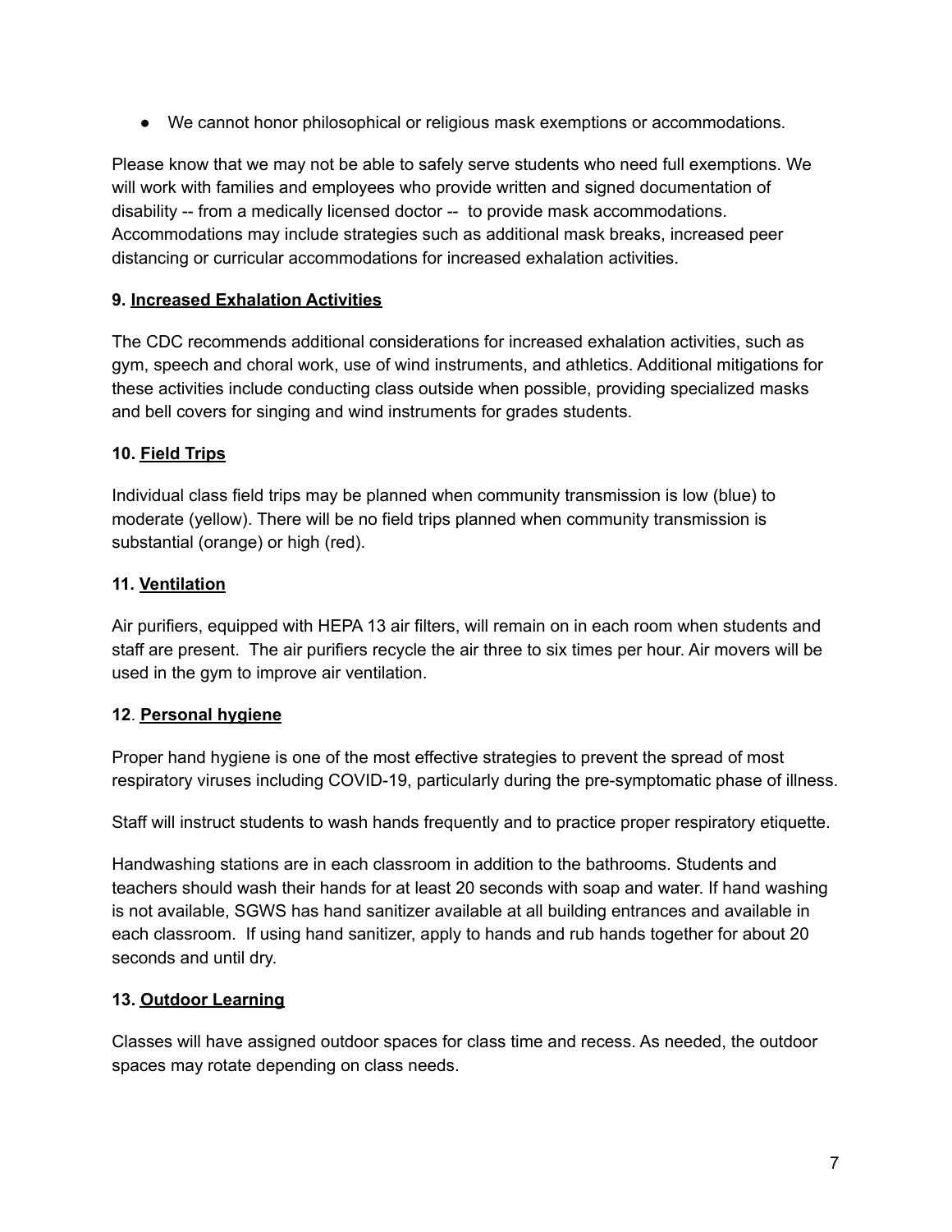- We cannot honor philosophical or religious mask exemptions or accommodations.

Please know that we may not be able to safely serve students who need full exemptions. We will work with families and employees who provide written and signed documentation of disability -- from a medically licensed doctor -- to provide mask accommodations. Accommodations may include strategies such as additional mask breaks, increased peer distancing or curricular accommodations for increased exhalation activities.

**9. Increased Exhalation Activities**

The CDC recommends additional considerations for increased exhalation activities, such as gym, speech and choral work, use of wind instruments, and athletics. Additional mitigations for these activities include conducting class outside when possible, providing specialized masks and bell covers for singing and wind instruments for grades students.

**10. Field Trips**

Individual class field trips may be planned when community transmission is low (blue) to moderate (yellow). There will be no field trips planned when community transmission is substantial (orange) or high (red).

**11. Ventilation**

Air purifiers, equipped with HEPA 13 air filters, will remain on in each room when students and staff are present. The air purifiers recycle the air three to six times per hour. Air movers will be used in the gym to improve air ventilation.

**12. Personal hygiene**

Proper hand hygiene is one of the most effective strategies to prevent the spread of most respiratory viruses including COVID-19, particularly during the pre-symptomatic phase of illness.

Staff will instruct students to wash hands frequently and to practice proper respiratory etiquette.

Handwashing stations are in each classroom in addition to the bathrooms. Students and teachers should wash their hands for at least 20 seconds with soap and water. If hand washing is not available, SGWS has hand sanitizer available at all building entrances and available in each classroom. If using hand sanitizer, apply to hands and rub hands together for about 20 seconds and until dry.

**13. Outdoor Learning**

Classes will have assigned outdoor spaces for class time and recess. As needed, the outdoor spaces may rotate depending on class needs.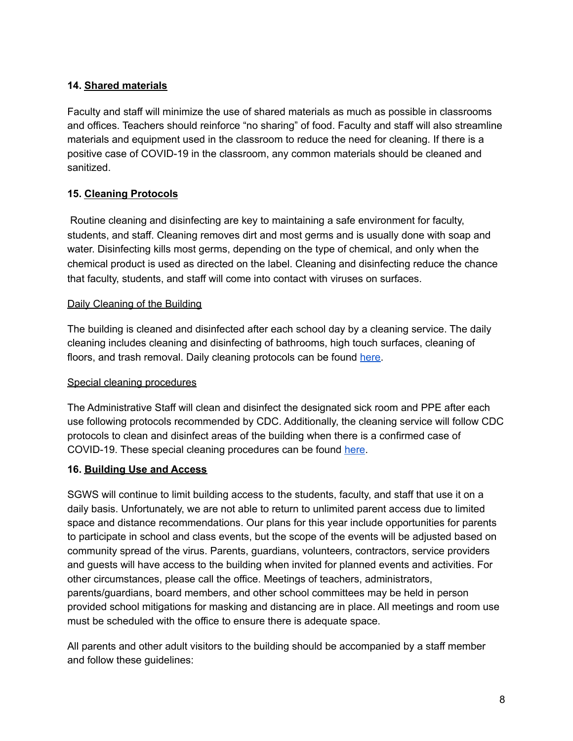### 14. Shared materials

Faculty and staff will minimize the use of shared materials as much as possible in classrooms and offices. Teachers should reinforce "no sharing" of food. Faculty and staff will also streamline materials and equipment used in the classroom to reduce the need for cleaning. If there is a positive case of COVID-19 in the classroom, any common materials should be cleaned and sanitized.

### 15. Cleaning Protocols

Routine cleaning and disinfecting are key to maintaining a safe environment for faculty, students, and staff. Cleaning removes dirt and most germs and is usually done with soap and water. Disinfecting kills most germs, depending on the type of chemical, and only when the chemical product is used as directed on the label. Cleaning and disinfecting reduce the chance that faculty, students, and staff will come into contact with viruses on surfaces.

#### Daily Cleaning of the Building

The building is cleaned and disinfected after each school day by a cleaning service. The daily cleaning includes cleaning and disinfecting of bathrooms, high touch surfaces, cleaning of floors, and trash removal. Daily cleaning protocols can be found here.

#### Special cleaning procedures

The Administrative Staff will clean and disinfect the designated sick room and PPE after each use following protocols recommended by CDC. Additionally, the cleaning service will follow CDC protocols to clean and disinfect areas of the building when there is a confirmed case of COVID-19. These special cleaning procedures can be found here.

### 16. Building Use and Access

SGWS will continue to limit building access to the students, faculty, and staff that use it on a daily basis. Unfortunately, we are not able to return to unlimited parent access due to limited space and distance recommendations. Our plans for this year include opportunities for parents to participate in school and class events, but the scope of the events will be adjusted based on community spread of the virus. Parents, guardians, volunteers, contractors, service providers and guests will have access to the building when invited for planned events and activities. For other circumstances, please call the office. Meetings of teachers, administrators, parents/guardians, board members, and other school committees may be held in person provided school mitigations for masking and distancing are in place. All meetings and room use must be scheduled with the office to ensure there is adequate space.

All parents and other adult visitors to the building should be accompanied by a staff member and follow these guidelines: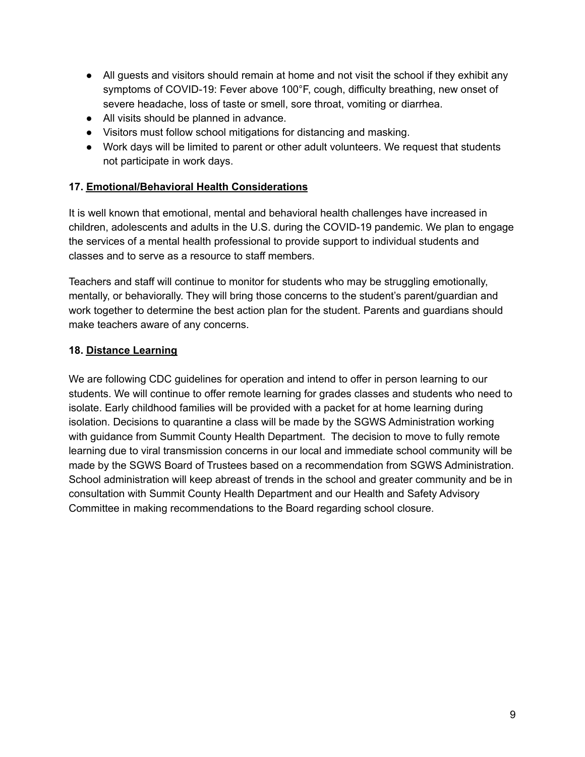- All guests and visitors should remain at home and not visit the school if they exhibit any symptoms of COVID-19: Fever above 100°F, cough, difficulty breathing, new onset of severe headache, loss of taste or smell, sore throat, vomiting or diarrhea.
- All visits should be planned in advance.
- Visitors must follow school mitigations for distancing and masking.
- Work days will be limited to parent or other adult volunteers. We request that students not participate in work days.

### 17. Emotional/Behavioral Health Considerations

It is well known that emotional, mental and behavioral health challenges have increased in children, adolescents and adults in the U.S. during the COVID-19 pandemic. We plan to engage the services of a mental health professional to provide support to individual students and classes and to serve as a resource to staff members.

Teachers and staff will continue to monitor for students who may be struggling emotionally, mentally, or behaviorally. They will bring those concerns to the student's parent/guardian and work together to determine the best action plan for the student. Parents and guardians should make teachers aware of any concerns.

### 18. Distance Learning

We are following CDC guidelines for operation and intend to offer in person learning to our students. We will continue to offer remote learning for grades classes and students who need to isolate. Early childhood families will be provided with a packet for at home learning during isolation. Decisions to quarantine a class will be made by the SGWS Administration working with guidance from Summit County Health Department. The decision to move to fully remote learning due to viral transmission concerns in our local and immediate school community will be made by the SGWS Board of Trustees based on a recommendation from SGWS Administration. School administration will keep abreast of trends in the school and greater community and be in consultation with Summit County Health Department and our Health and Safety Advisory Committee in making recommendations to the Board regarding school closure.